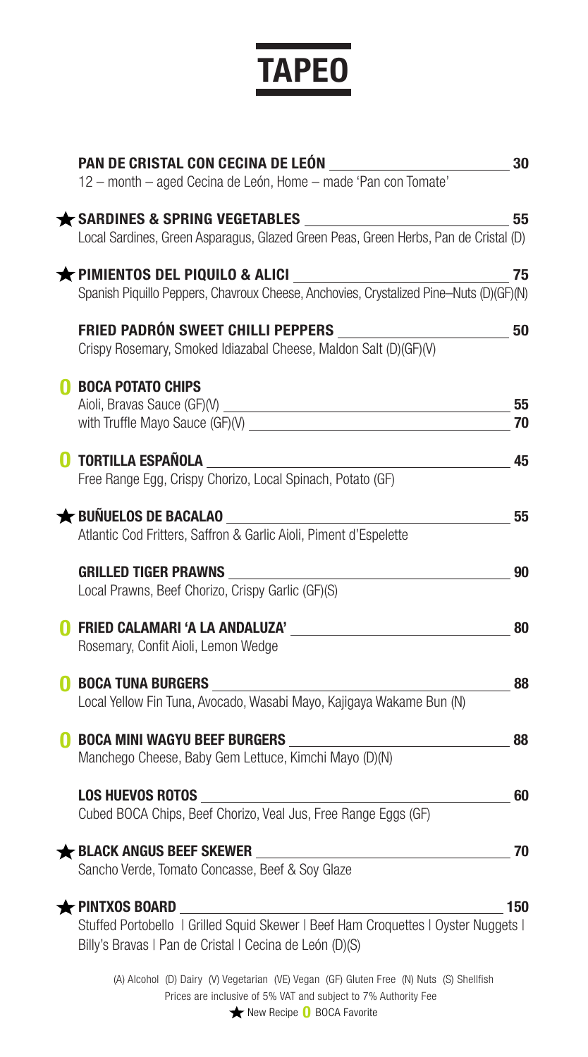# TAPEO

**PAN DE CRISTAL CON CECINA DE LEÓN** — 30
12 – month – aged Cecina de León, Home – made 'Pan con Tomate'

★ **SARDINES & SPRING VEGETABLES** — 55
Local Sardines, Green Asparagus, Glazed Green Peas, Green Herbs, Pan de Cristal (D)

★ **PIMIENTOS DEL PIQUILO & ALICI** — 75
Spanish Piquillo Peppers, Chavroux Cheese, Anchovies, Crystalized Pine–Nuts (D)(GF)(N)

**FRIED PADRÓN SWEET CHILLI PEPPERS** — 50
Crispy Rosemary, Smoked Idiazabal Cheese, Maldon Salt (D)(GF)(V)

**O** **BOCA POTATO CHIPS**
Aioli, Bravas Sauce (GF)(V) — 55
with Truffle Mayo Sauce (GF)(V) — 70

**O** **TORTILLA ESPAÑOLA** — 45
Free Range Egg, Crispy Chorizo, Local Spinach, Potato (GF)

★ **BUÑUELOS DE BACALAO** — 55
Atlantic Cod Fritters, Saffron & Garlic Aioli, Piment d'Espelette

**GRILLED TIGER PRAWNS** — 90
Local Prawns, Beef Chorizo, Crispy Garlic (GF)(S)

**O** **FRIED CALAMARI 'A LA ANDALUZA'** — 80
Rosemary, Confit Aioli, Lemon Wedge

**O** **BOCA TUNA BURGERS** — 88
Local Yellow Fin Tuna, Avocado, Wasabi Mayo, Kajigaya Wakame Bun (N)

**O** **BOCA MINI WAGYU BEEF BURGERS** — 88
Manchego Cheese, Baby Gem Lettuce, Kimchi Mayo (D)(N)

**LOS HUEVOS ROTOS** — 60
Cubed BOCA Chips, Beef Chorizo, Veal Jus, Free Range Eggs (GF)

★ **BLACK ANGUS BEEF SKEWER** — 70
Sancho Verde, Tomato Concasse, Beef & Soy Glaze

★ **PINTXOS BOARD** — 150
Stuffed Portobello | Grilled Squid Skewer | Beef Ham Croquettes | Oyster Nuggets | Billy's Bravas | Pan de Cristal | Cecina de León (D)(S)

(A) Alcohol (D) Dairy (V) Vegetarian (VE) Vegan (GF) Gluten Free (N) Nuts (S) Shellfish
Prices are inclusive of 5% VAT and subject to 7% Authority Fee
★ New Recipe **O** BOCA Favorite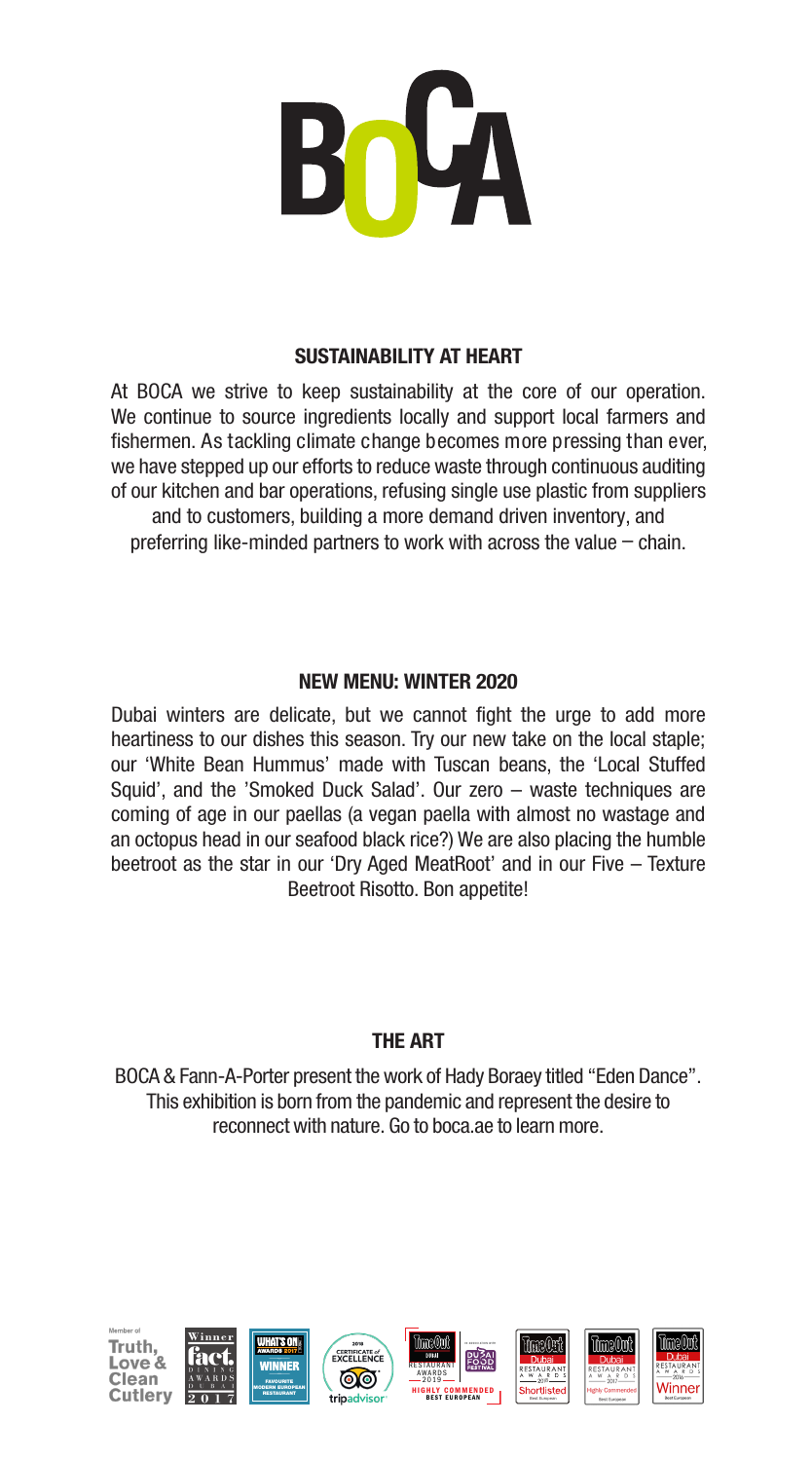# BOCA

## SUSTAINABILITY AT HEART

At BOCA we strive to keep sustainability at the core of our operation. We continue to source ingredients locally and support local farmers and fishermen. As tackling climate change becomes more pressing than ever, we have stepped up our efforts to reduce waste through continuous auditing of our kitchen and bar operations, refusing single use plastic from suppliers and to customers, building a more demand driven inventory, and preferring like-minded partners to work with across the value – chain.

## NEW MENU: WINTER 2020

Dubai winters are delicate, but we cannot fight the urge to add more heartiness to our dishes this season. Try our new take on the local staple; our 'White Bean Hummus' made with Tuscan beans, the 'Local Stuffed Squid', and the 'Smoked Duck Salad'. Our zero – waste techniques are coming of age in our paellas (a vegan paella with almost no wastage and an octopus head in our seafood black rice?) We are also placing the humble beetroot as the star in our 'Dry Aged MeatRoot' and in our Five – Texture Beetroot Risotto. Bon appetite!

## THE ART

BOCA & Fann-A-Porter present the work of Hady Boraey titled "Eden Dance". This exhibition is born from the pandemic and represent the desire to reconnect with nature. Go to boca.ae to learn more.

Member of Truth, Love & Clean Cutlery

Winner fact Dining Awards Dubai 2017

What's On Awards 2017 Winner Favourite Modern European Restaurant

2018 Certificate of Excellence tripadvisor

Time Out Dubai Restaurant Awards 2019 Highly Commended Best European

Time Out Dubai Restaurant Awards 2017 Shortlisted

Time Out Dubai Restaurant Awards 2017 Highly Commended Best European

Time Out Dubai Restaurant Awards 2016 Winner Best European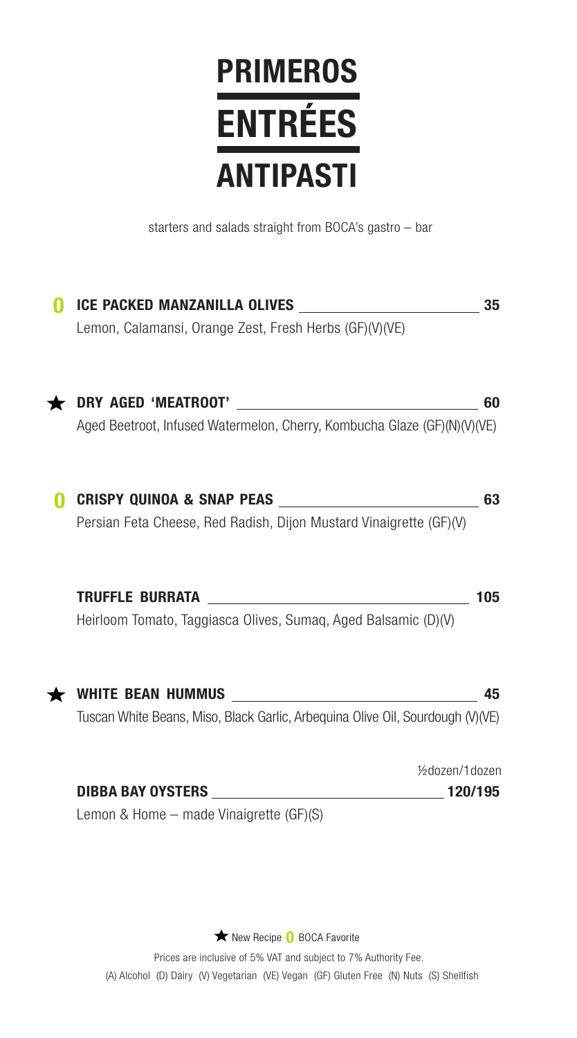# PRIMEROS

# ENTRÉES

# ANTIPASTI

starters and salads straight from BOCA's gastro – bar

**0 ICE PACKED MANZANILLA OLIVES** — **35**
Lemon, Calamansi, Orange Zest, Fresh Herbs (GF)(V)(VE)

**★ DRY AGED 'MEATROOT'** — **60**
Aged Beetroot, Infused Watermelon, Cherry, Kombucha Glaze (GF)(N)(V)(VE)

**0 CRISPY QUINOA & SNAP PEAS** — **63**
Persian Feta Cheese, Red Radish, Dijon Mustard Vinaigrette (GF)(V)

**TRUFFLE BURRATA** — **105**
Heirloom Tomato, Taggiasca Olives, Sumaq, Aged Balsamic (D)(V)

**★ WHITE BEAN HUMMUS** — **45**
Tuscan White Beans, Miso, Black Garlic, Arbequina Olive Oil, Sourdough (V)(VE)

½dozen/1dozen

**DIBBA BAY OYSTERS** — **120/195**
Lemon & Home – made Vinaigrette (GF)(S)

★ New Recipe 0 BOCA Favorite

Prices are inclusive of 5% VAT and subject to 7% Authority Fee.

(A) Alcohol (D) Dairy (V) Vegetarian (VE) Vegan (GF) Gluten Free (N) Nuts (S) Shellfish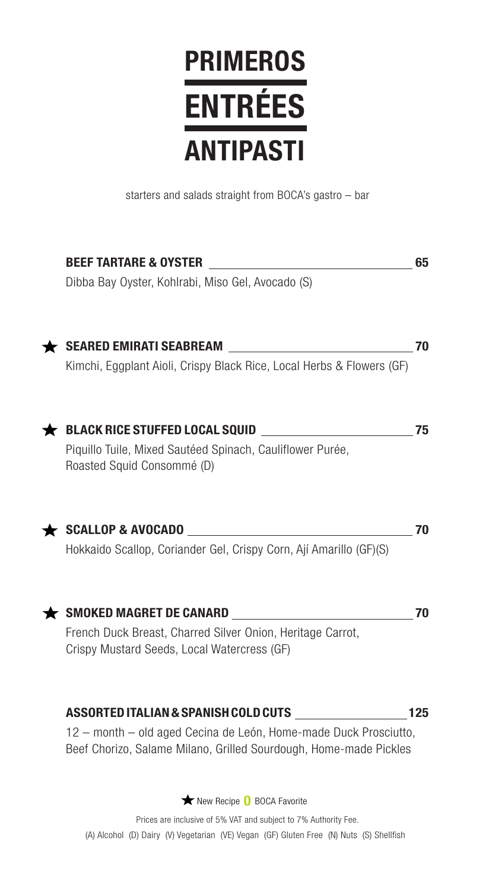# PRIMEROS
# ENTRÉES
# ANTIPASTI

starters and salads straight from BOCA's gastro – bar

**BEEF TARTARE & OYSTER** 65
Dibba Bay Oyster, Kohlrabi, Miso Gel, Avocado (S)

★ **SEARED EMIRATI SEABREAM** 70
Kimchi, Eggplant Aioli, Crispy Black Rice, Local Herbs & Flowers (GF)

★ **BLACK RICE STUFFED LOCAL SQUID** 75
Piquillo Tuile, Mixed Sautéed Spinach, Cauliflower Purée, Roasted Squid Consommé (D)

★ **SCALLOP & AVOCADO** 70
Hokkaido Scallop, Coriander Gel, Crispy Corn, Ají Amarillo (GF)(S)

★ **SMOKED MAGRET DE CANARD** 70
French Duck Breast, Charred Silver Onion, Heritage Carrot, Crispy Mustard Seeds, Local Watercress (GF)

**ASSORTED ITALIAN & SPANISH COLD CUTS** 125
12 – month – old aged Cecina de León, Home-made Duck Prosciutto, Beef Chorizo, Salame Milano, Grilled Sourdough, Home-made Pickles

★ New Recipe **O** BOCA Favorite

Prices are inclusive of 5% VAT and subject to 7% Authority Fee.
(A) Alcohol (D) Dairy (V) Vegetarian (VE) Vegan (GF) Gluten Free (N) Nuts (S) Shellfish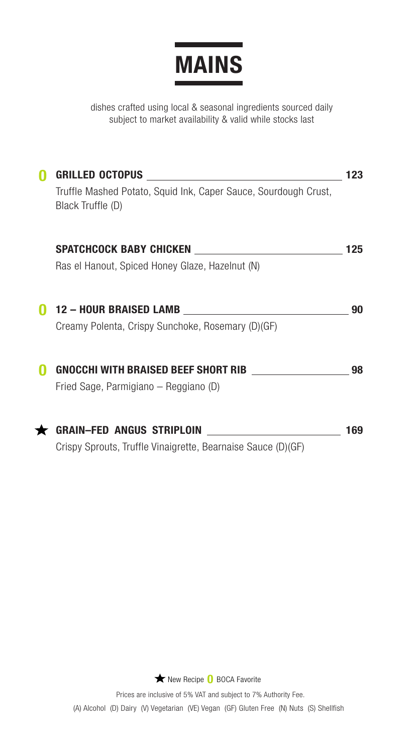# MAINS

dishes crafted using local & seasonal ingredients sourced daily
subject to market availability & valid while stocks last

**0 GRILLED OCTOPUS** — 123
Truffle Mashed Potato, Squid Ink, Caper Sauce, Sourdough Crust, Black Truffle (D)

**SPATCHCOCK BABY CHICKEN** — 125
Ras el Hanout, Spiced Honey Glaze, Hazelnut (N)

**0 12 – HOUR BRAISED LAMB** — 90
Creamy Polenta, Crispy Sunchoke, Rosemary (D)(GF)

**0 GNOCCHI WITH BRAISED BEEF SHORT RIB** — 98
Fried Sage, Parmigiano – Reggiano (D)

**★ GRAIN–FED ANGUS STRIPLOIN** — 169
Crispy Sprouts, Truffle Vinaigrette, Bearnaise Sauce (D)(GF)

★ New Recipe 0 BOCA Favorite

Prices are inclusive of 5% VAT and subject to 7% Authority Fee.

(A) Alcohol (D) Dairy (V) Vegetarian (VE) Vegan (GF) Gluten Free (N) Nuts (S) Shellfish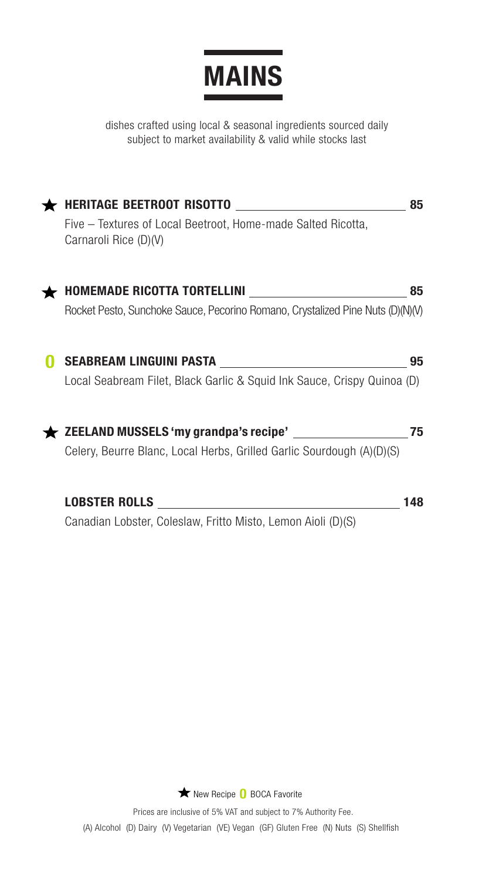# MAINS

dishes crafted using local & seasonal ingredients sourced daily
subject to market availability & valid while stocks last

★ **HERITAGE BEETROOT RISOTTO** **85**
Five – Textures of Local Beetroot, Home-made Salted Ricotta, Carnaroli Rice (D)(V)

★ **HOMEMADE RICOTTA TORTELLINI** **85**
Rocket Pesto, Sunchoke Sauce, Pecorino Romano, Crystalized Pine Nuts (D)(N)(V)

**O** **SEABREAM LINGUINI PASTA** **95**
Local Seabream Filet, Black Garlic & Squid Ink Sauce, Crispy Quinoa (D)

★ **ZEELAND MUSSELS 'my grandpa's recipe'** **75**
Celery, Beurre Blanc, Local Herbs, Grilled Garlic Sourdough (A)(D)(S)

**LOBSTER ROLLS** **148**
Canadian Lobster, Coleslaw, Fritto Misto, Lemon Aioli (D)(S)

★ New Recipe **O** BOCA Favorite

Prices are inclusive of 5% VAT and subject to 7% Authority Fee.
(A) Alcohol (D) Dairy (V) Vegetarian (VE) Vegan (GF) Gluten Free (N) Nuts (S) Shellfish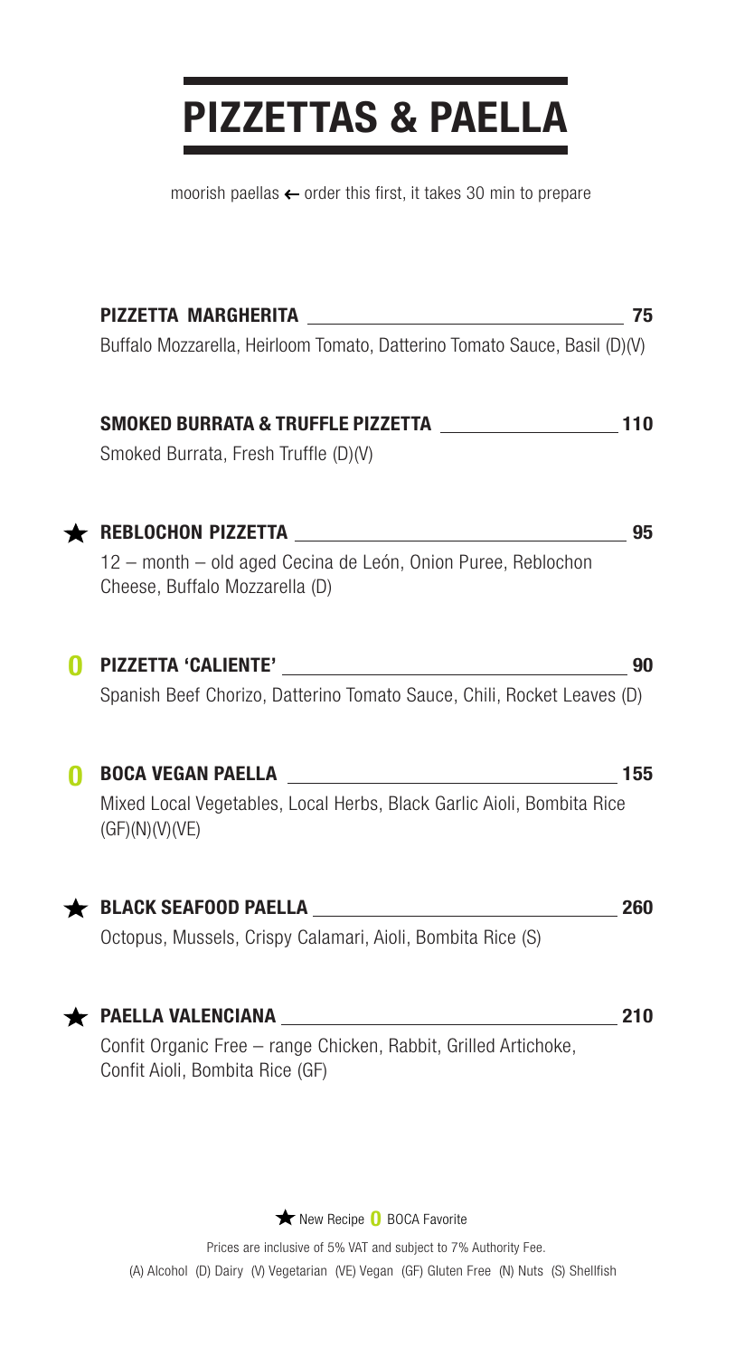# PIZZETTAS & PAELLA

moorish paellas ← order this first, it takes 30 min to prepare

**PIZZETTA MARGHERITA** 75
Buffalo Mozzarella, Heirloom Tomato, Datterino Tomato Sauce, Basil (D)(V)

**SMOKED BURRATA & TRUFFLE PIZZETTA** 110
Smoked Burrata, Fresh Truffle (D)(V)

★ **REBLOCHON PIZZETTA** 95
12 – month – old aged Cecina de León, Onion Puree, Reblochon Cheese, Buffalo Mozzarella (D)

0 **PIZZETTA 'CALIENTE'** 90
Spanish Beef Chorizo, Datterino Tomato Sauce, Chili, Rocket Leaves (D)

0 **BOCA VEGAN PAELLA** 155
Mixed Local Vegetables, Local Herbs, Black Garlic Aioli, Bombita Rice (GF)(N)(V)(VE)

★ **BLACK SEAFOOD PAELLA** 260
Octopus, Mussels, Crispy Calamari, Aioli, Bombita Rice (S)

★ **PAELLA VALENCIANA** 210
Confit Organic Free – range Chicken, Rabbit, Grilled Artichoke, Confit Aioli, Bombita Rice (GF)

★ New Recipe 0 BOCA Favorite

Prices are inclusive of 5% VAT and subject to 7% Authority Fee.

(A) Alcohol (D) Dairy (V) Vegetarian (VE) Vegan (GF) Gluten Free (N) Nuts (S) Shellfish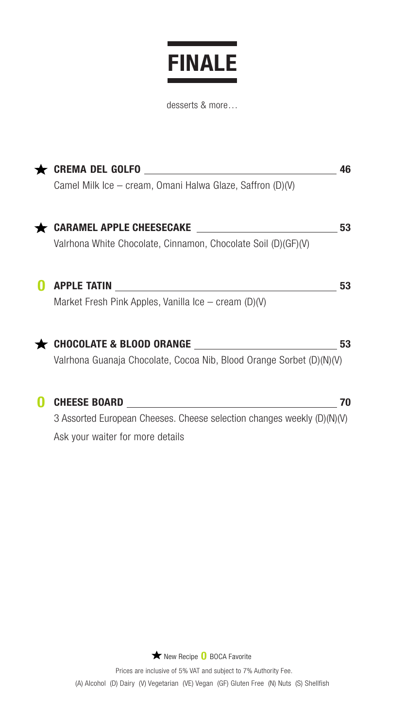# FINALE

desserts & more…

★ **CREMA DEL GOLFO** 46
Camel Milk Ice – cream, Omani Halwa Glaze, Saffron (D)(V)

★ **CARAMEL APPLE CHEESECAKE** 53
Valrhona White Chocolate, Cinnamon, Chocolate Soil (D)(GF)(V)

**O** **APPLE TATIN** 53
Market Fresh Pink Apples, Vanilla Ice – cream (D)(V)

★ **CHOCOLATE & BLOOD ORANGE** 53
Valrhona Guanaja Chocolate, Cocoa Nib, Blood Orange Sorbet (D)(N)(V)

**O** **CHEESE BOARD** 70
3 Assorted European Cheeses. Cheese selection changes weekly (D)(N)(V)
Ask your waiter for more details

★ New Recipe **O** BOCA Favorite

Prices are inclusive of 5% VAT and subject to 7% Authority Fee.

(A) Alcohol (D) Dairy (V) Vegetarian (VE) Vegan (GF) Gluten Free (N) Nuts (S) Shellfish